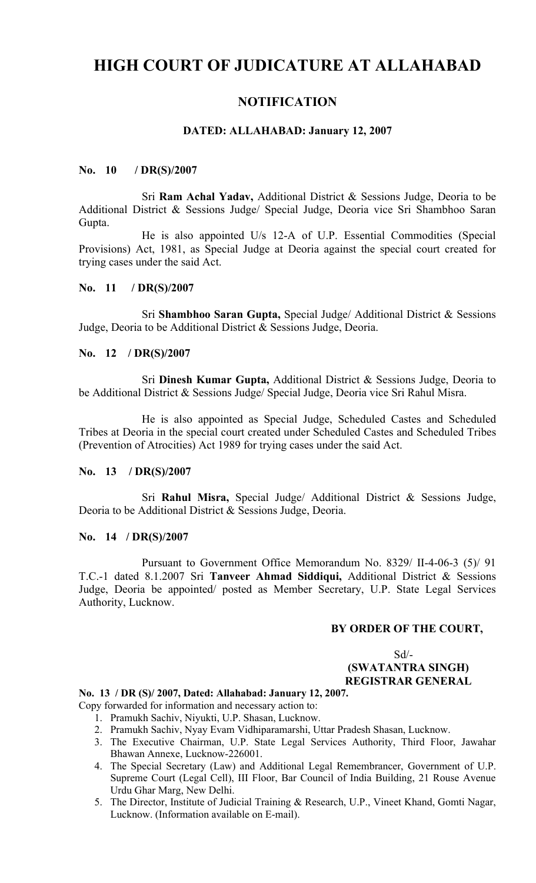# HIGH COURT OF JUDICATURE AT ALLAHABAD

## NOTIFICATION

### DATED: ALLAHABAD: January 12, 2007

**No. 10 / DR(S)/2007**

Sri **Ram Achal Yadav,** Additional District & Sessions Judge, Deoria to be Additional District & Sessions Judge/ Special Judge, Deoria vice Sri Shambhoo Saran Gupta.

He is also appointed U/s 12-A of U.P. Essential Commodities (Special Provisions) Act, 1981, as Special Judge at Deoria against the special court created for trying cases under the said Act.

**No. 11 / DR(S)/2007**

Sri **Shambhoo Saran Gupta,** Special Judge/ Additional District & Sessions Judge, Deoria to be Additional District & Sessions Judge, Deoria.

**No. 12 / DR(S)/2007**

Sri **Dinesh Kumar Gupta,** Additional District & Sessions Judge, Deoria to be Additional District & Sessions Judge/ Special Judge, Deoria vice Sri Rahul Misra.

He is also appointed as Special Judge, Scheduled Castes and Scheduled Tribes at Deoria in the special court created under Scheduled Castes and Scheduled Tribes (Prevention of Atrocities) Act 1989 for trying cases under the said Act.

**No. 13 / DR(S)/2007**

Sri **Rahul Misra,** Special Judge/ Additional District & Sessions Judge, Deoria to be Additional District & Sessions Judge, Deoria.

**No. 14 / DR(S)/2007**

Pursuant to Government Office Memorandum No. 8329/ II-4-06-3 (5)/ 91 T.C.-1 dated 8.1.2007 Sri **Tanveer Ahmad Siddiqui,** Additional District & Sessions Judge, Deoria be appointed/ posted as Member Secretary, U.P. State Legal Services Authority, Lucknow.

**BY ORDER OF THE COURT,**

Sd/-
**(SWATANTRA SINGH)**
**REGISTRAR GENERAL**

**No. 13 / DR (S)/ 2007, Dated: Allahabad: January 12, 2007.**

Copy forwarded for information and necessary action to:

1. Pramukh Sachiv, Niyukti, U.P. Shasan, Lucknow.
2. Pramukh Sachiv, Nyay Evam Vidhiparamarshi, Uttar Pradesh Shasan, Lucknow.
3. The Executive Chairman, U.P. State Legal Services Authority, Third Floor, Jawahar Bhawan Annexe, Lucknow-226001.
4. The Special Secretary (Law) and Additional Legal Remembrancer, Government of U.P. Supreme Court (Legal Cell), III Floor, Bar Council of India Building, 21 Rouse Avenue Urdu Ghar Marg, New Delhi.
5. The Director, Institute of Judicial Training & Research, U.P., Vineet Khand, Gomti Nagar, Lucknow. (Information available on E-mail).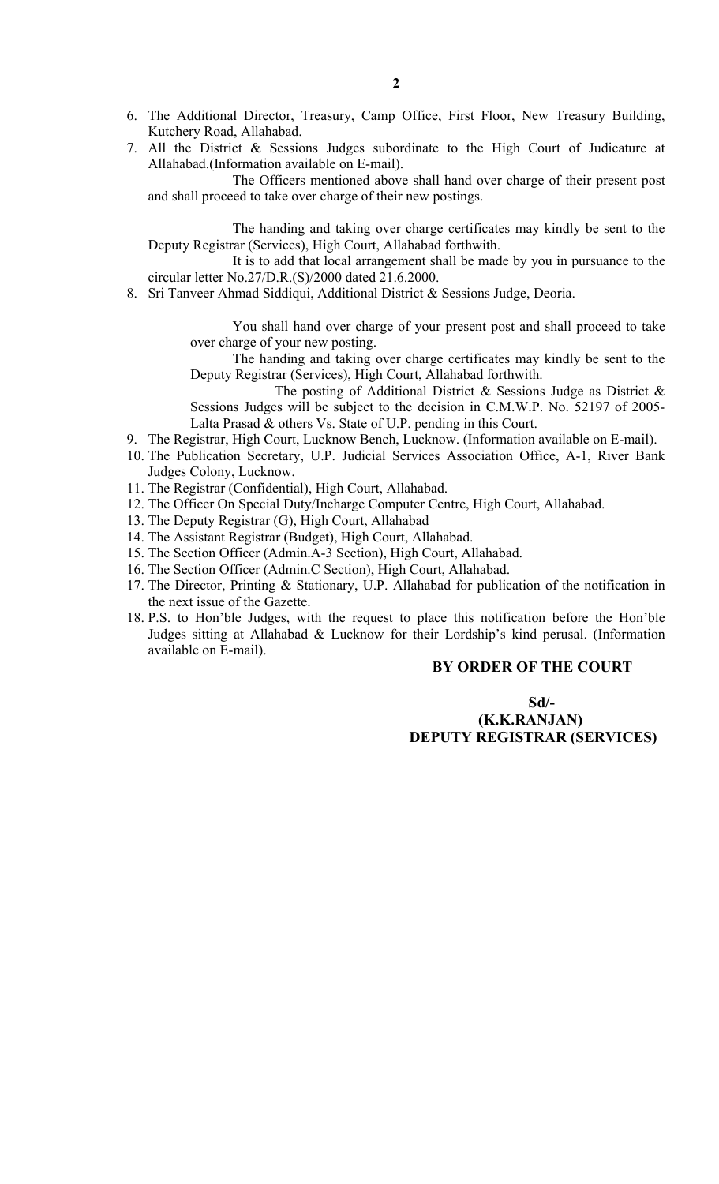6. The Additional Director, Treasury, Camp Office, First Floor, New Treasury Building, Kutchery Road, Allahabad.
7. All the District & Sessions Judges subordinate to the High Court of Judicature at Allahabad.(Information available on E-mail).

   The Officers mentioned above shall hand over charge of their present post and shall proceed to take over charge of their new postings.

   The handing and taking over charge certificates may kindly be sent to the Deputy Registrar (Services), High Court, Allahabad forthwith.

   It is to add that local arrangement shall be made by you in pursuance to the circular letter No.27/D.R.(S)/2000 dated 21.6.2000.
8. Sri Tanveer Ahmad Siddiqui, Additional District & Sessions Judge, Deoria.

   You shall hand over charge of your present post and shall proceed to take over charge of your new posting.

   The handing and taking over charge certificates may kindly be sent to the Deputy Registrar (Services), High Court, Allahabad forthwith.

   The posting of Additional District & Sessions Judge as District & Sessions Judges will be subject to the decision in C.M.W.P. No. 52197 of 2005-Lalta Prasad & others Vs. State of U.P. pending in this Court.
9. The Registrar, High Court, Lucknow Bench, Lucknow. (Information available on E-mail).
10. The Publication Secretary, U.P. Judicial Services Association Office, A-1, River Bank Judges Colony, Lucknow.
11. The Registrar (Confidential), High Court, Allahabad.
12. The Officer On Special Duty/Incharge Computer Centre, High Court, Allahabad.
13. The Deputy Registrar (G), High Court, Allahabad
14. The Assistant Registrar (Budget), High Court, Allahabad.
15. The Section Officer (Admin.A-3 Section), High Court, Allahabad.
16. The Section Officer (Admin.C Section), High Court, Allahabad.
17. The Director, Printing & Stationary, U.P. Allahabad for publication of the notification in the next issue of the Gazette.
18. P.S. to Hon'ble Judges, with the request to place this notification before the Hon'ble Judges sitting at Allahabad & Lucknow for their Lordship's kind perusal. (Information available on E-mail).

**BY ORDER OF THE COURT**

**Sd/-**
**(K.K.RANJAN)**
**DEPUTY REGISTRAR (SERVICES)**